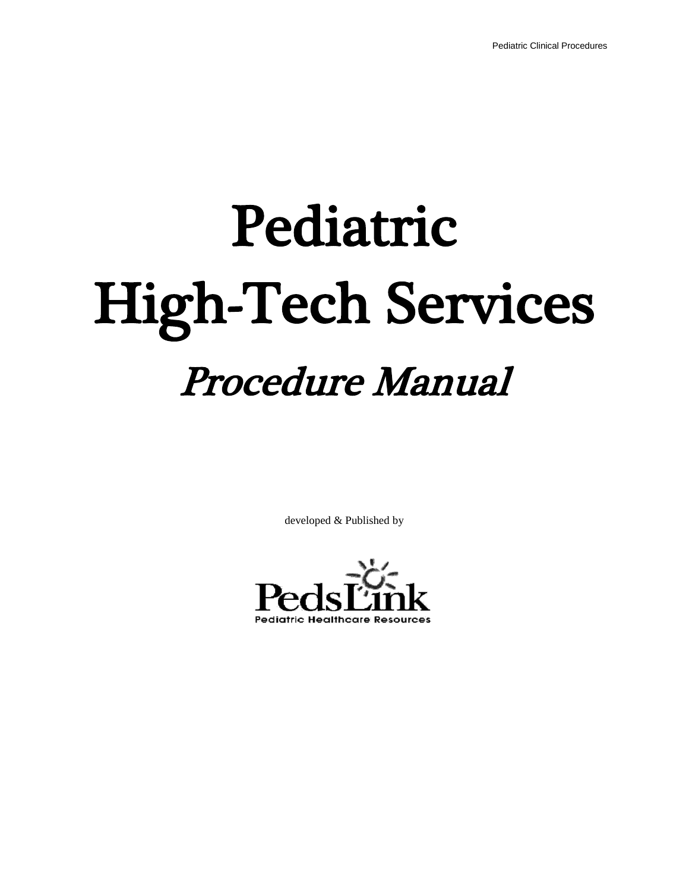# Pediatric High-Tech Services

## *Procedure Manual*

developed & Published by

PedsLink

Pediatric Healthcare Resources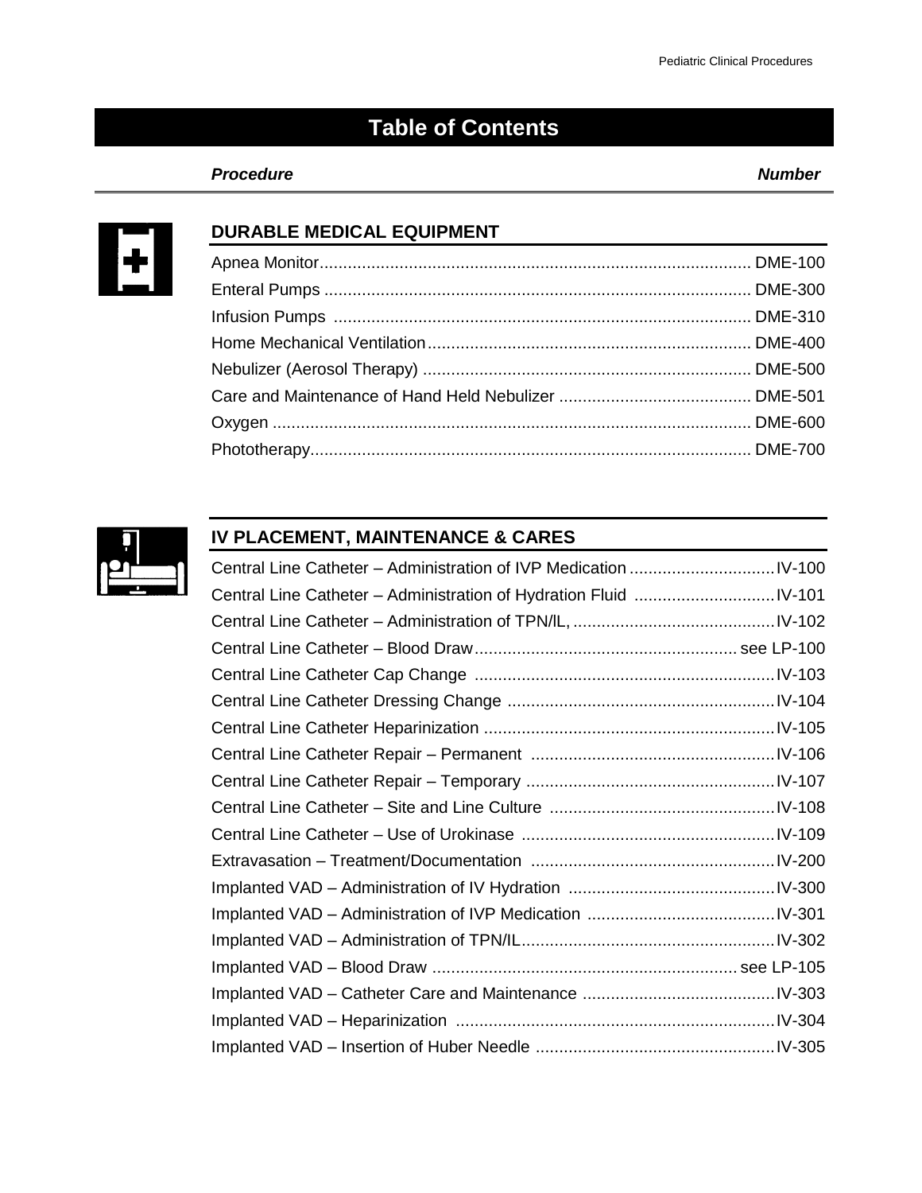# Table of Contents

| *Procedure* | *Number* |
|---|---|

## DURABLE MEDICAL EQUIPMENT

| Procedure | Number |
|---|---|
| Apnea Monitor | DME-100 |
| Enteral Pumps | DME-300 |
| Infusion Pumps | DME-310 |
| Home Mechanical Ventilation | DME-400 |
| Nebulizer (Aerosol Therapy) | DME-500 |
| Care and Maintenance of Hand Held Nebulizer | DME-501 |
| Oxygen | DME-600 |
| Phototherapy | DME-700 |

## IV PLACEMENT, MAINTENANCE & CARES

| Procedure | Number |
|---|---|
| Central Line Catheter – Administration of IVP Medication | IV-100 |
| Central Line Catheter – Administration of Hydration Fluid | IV-101 |
| Central Line Catheter – Administration of TPN/lL, | IV-102 |
| Central Line Catheter – Blood Draw | see LP-100 |
| Central Line Catheter Cap Change | IV-103 |
| Central Line Catheter Dressing Change | IV-104 |
| Central Line Catheter Heparinization | IV-105 |
| Central Line Catheter Repair – Permanent | IV-106 |
| Central Line Catheter Repair – Temporary | IV-107 |
| Central Line Catheter – Site and Line Culture | IV-108 |
| Central Line Catheter – Use of Urokinase | IV-109 |
| Extravasation – Treatment/Documentation | IV-200 |
| Implanted VAD – Administration of IV Hydration | IV-300 |
| Implanted VAD – Administration of IVP Medication | IV-301 |
| Implanted VAD – Administration of TPN/IL | IV-302 |
| Implanted VAD – Blood Draw | see LP-105 |
| Implanted VAD – Catheter Care and Maintenance | IV-303 |
| Implanted VAD – Heparinization | IV-304 |
| Implanted VAD – Insertion of Huber Needle | IV-305 |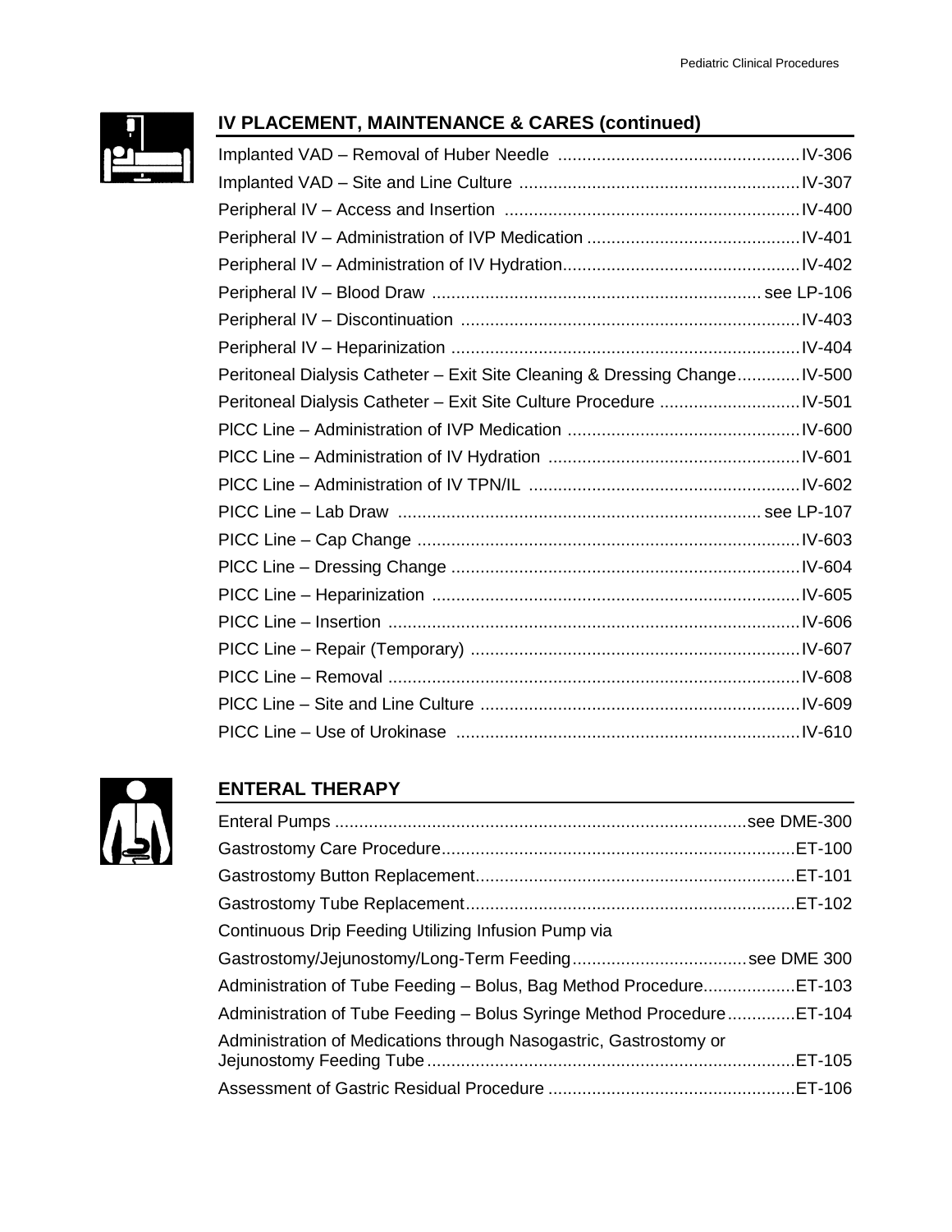## IV PLACEMENT, MAINTENANCE & CARES (continued)

| | |
|---|---|
| Implanted VAD – Removal of Huber Needle | IV-306 |
| Implanted VAD – Site and Line Culture | IV-307 |
| Peripheral IV – Access and Insertion | IV-400 |
| Peripheral IV – Administration of IVP Medication | IV-401 |
| Peripheral IV – Administration of IV Hydration | IV-402 |
| Peripheral IV – Blood Draw | see LP-106 |
| Peripheral IV – Discontinuation | IV-403 |
| Peripheral IV – Heparinization | IV-404 |
| Peritoneal Dialysis Catheter – Exit Site Cleaning & Dressing Change | IV-500 |
| Peritoneal Dialysis Catheter – Exit Site Culture Procedure | IV-501 |
| PICC Line – Administration of IVP Medication | IV-600 |
| PICC Line – Administration of IV Hydration | IV-601 |
| PICC Line – Administration of IV TPN/IL | IV-602 |
| PICC Line – Lab Draw | see LP-107 |
| PICC Line – Cap Change | IV-603 |
| PICC Line – Dressing Change | IV-604 |
| PICC Line – Heparinization | IV-605 |
| PICC Line – Insertion | IV-606 |
| PICC Line – Repair (Temporary) | IV-607 |
| PICC Line – Removal | IV-608 |
| PICC Line – Site and Line Culture | IV-609 |
| PICC Line – Use of Urokinase | IV-610 |

## ENTERAL THERAPY

| | |
|---|---|
| Enteral Pumps | see DME-300 |
| Gastrostomy Care Procedure | ET-100 |
| Gastrostomy Button Replacement | ET-101 |
| Gastrostomy Tube Replacement | ET-102 |
| Continuous Drip Feeding Utilizing Infusion Pump via Gastrostomy/Jejunostomy/Long-Term Feeding | see DME 300 |
| Administration of Tube Feeding – Bolus, Bag Method Procedure | ET-103 |
| Administration of Tube Feeding – Bolus Syringe Method Procedure | ET-104 |
| Administration of Medications through Nasogastric, Gastrostomy or Jejunostomy Feeding Tube | ET-105 |
| Assessment of Gastric Residual Procedure | ET-106 |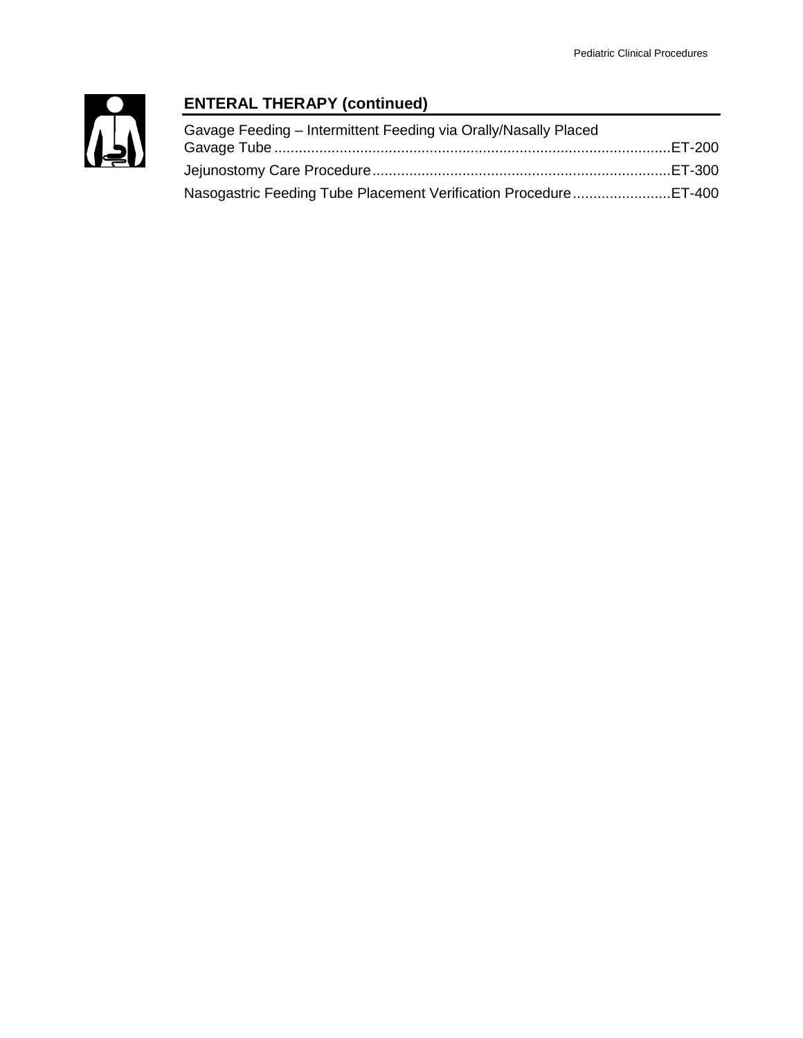## ENTERAL THERAPY (continued)

Gavage Feeding – Intermittent Feeding via Orally/Nasally Placed Gavage Tube ........ ET-200

Jejunostomy Care Procedure ........ ET-300

Nasogastric Feeding Tube Placement Verification Procedure ........ ET-400